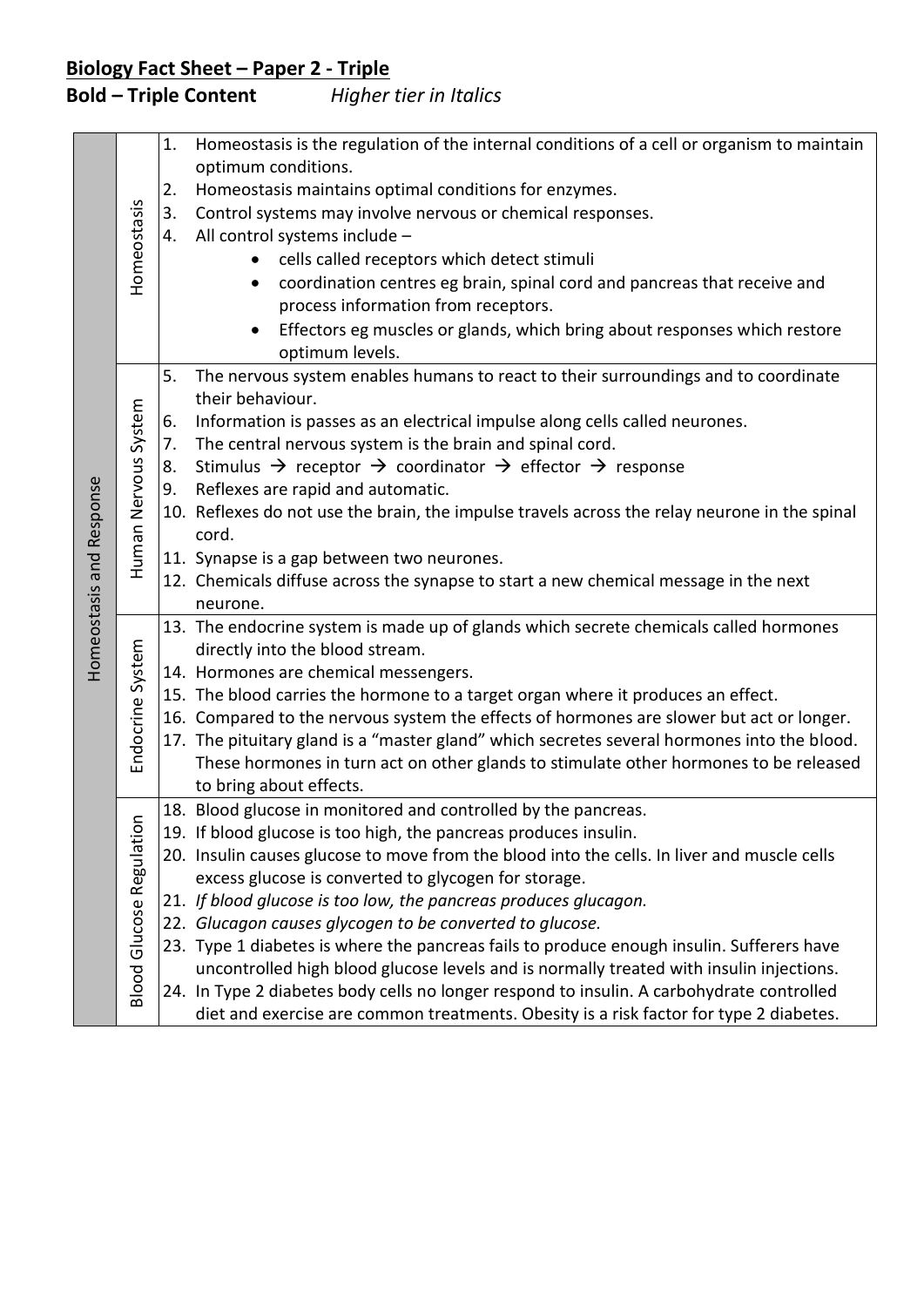**Biology Fact Sheet – Paper 2 - Triple**

**Bold – Triple Content** *Higher tier in Italics*

| | | |
|---|---|---|
| Homeostasis and Response | Homeostasis | 1. Homeostasis is the regulation of the internal conditions of a cell or organism to maintain optimum conditions.<br>2. Homeostasis maintains optimal conditions for enzymes.<br>3. Control systems may involve nervous or chemical responses.<br>4. All control systems include –<br>• cells called receptors which detect stimuli<br>• coordination centres eg brain, spinal cord and pancreas that receive and process information from receptors.<br>• Effectors eg muscles or glands, which bring about responses which restore optimum levels. |
| | Human Nervous System | 5. The nervous system enables humans to react to their surroundings and to coordinate their behaviour.<br>6. Information is passes as an electrical impulse along cells called neurones.<br>7. The central nervous system is the brain and spinal cord.<br>8. Stimulus → receptor → coordinator → effector → response<br>9. Reflexes are rapid and automatic.<br>10. Reflexes do not use the brain, the impulse travels across the relay neurone in the spinal cord.<br>11. Synapse is a gap between two neurones.<br>12. Chemicals diffuse across the synapse to start a new chemical message in the next neurone. |
| | Endocrine System | 13. The endocrine system is made up of glands which secrete chemicals called hormones directly into the blood stream.<br>14. Hormones are chemical messengers.<br>15. The blood carries the hormone to a target organ where it produces an effect.<br>16. Compared to the nervous system the effects of hormones are slower but act or longer.<br>17. The pituitary gland is a "master gland" which secretes several hormones into the blood. These hormones in turn act on other glands to stimulate other hormones to be released to bring about effects. |
| | Blood Glucose Regulation | 18. Blood glucose in monitored and controlled by the pancreas.<br>19. If blood glucose is too high, the pancreas produces insulin.<br>20. Insulin causes glucose to move from the blood into the cells. In liver and muscle cells excess glucose is converted to glycogen for storage.<br>21. *If blood glucose is too low, the pancreas produces glucagon.*<br>22. *Glucagon causes glycogen to be converted to glucose.*<br>23. Type 1 diabetes is where the pancreas fails to produce enough insulin. Sufferers have uncontrolled high blood glucose levels and is normally treated with insulin injections.<br>24. In Type 2 diabetes body cells no longer respond to insulin. A carbohydrate controlled diet and exercise are common treatments. Obesity is a risk factor for type 2 diabetes. |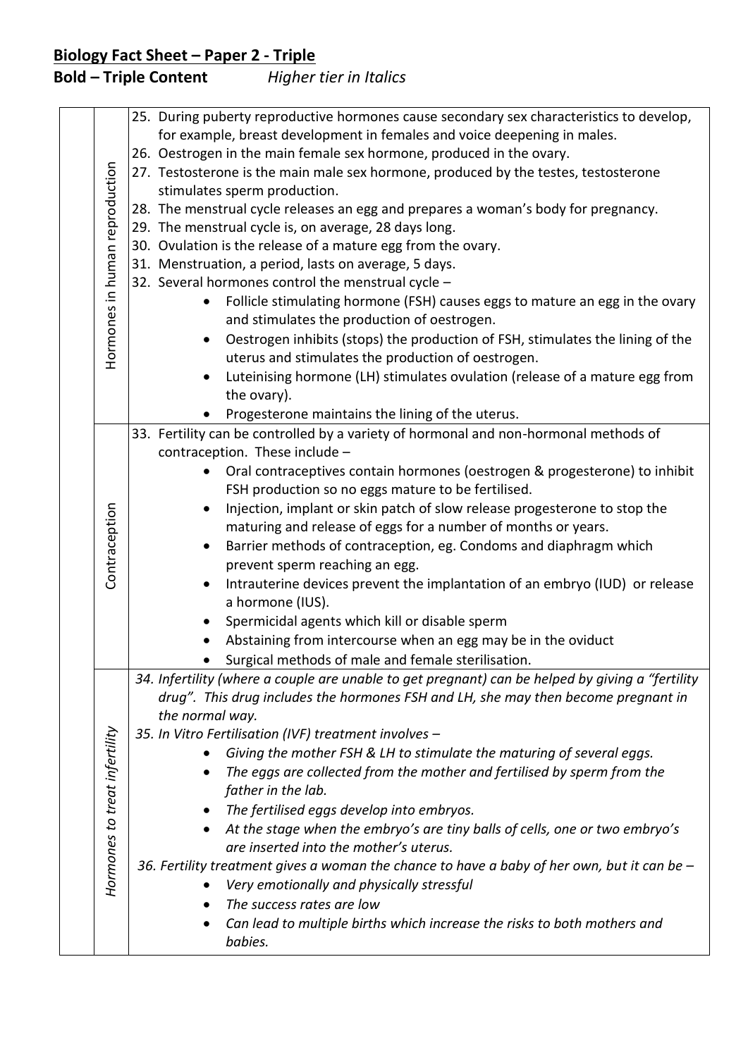## Biology Fact Sheet – Paper 2 - Triple

**Bold – Triple Content** *Higher tier in Italics*

| | | |
|---|---|---|
| | Hormones in human reproduction | 25. During puberty reproductive hormones cause secondary sex characteristics to develop, for example, breast development in females and voice deepening in males.<br>26. Oestrogen in the main female sex hormone, produced in the ovary.<br>27. Testosterone is the main male sex hormone, produced by the testes, testosterone stimulates sperm production.<br>28. The menstrual cycle releases an egg and prepares a woman's body for pregnancy.<br>29. The menstrual cycle is, on average, 28 days long.<br>30. Ovulation is the release of a mature egg from the ovary.<br>31. Menstruation, a period, lasts on average, 5 days.<br>32. Several hormones control the menstrual cycle –<br>• Follicle stimulating hormone (FSH) causes eggs to mature an egg in the ovary and stimulates the production of oestrogen.<br>• Oestrogen inhibits (stops) the production of FSH, stimulates the lining of the uterus and stimulates the production of oestrogen.<br>• Luteinising hormone (LH) stimulates ovulation (release of a mature egg from the ovary).<br>• Progesterone maintains the lining of the uterus. |
| | Contraception | 33. Fertility can be controlled by a variety of hormonal and non-hormonal methods of contraception. These include –<br>• Oral contraceptives contain hormones (oestrogen & progesterone) to inhibit FSH production so no eggs mature to be fertilised.<br>• Injection, implant or skin patch of slow release progesterone to stop the maturing and release of eggs for a number of months or years.<br>• Barrier methods of contraception, eg. Condoms and diaphragm which prevent sperm reaching an egg.<br>• Intrauterine devices prevent the implantation of an embryo (IUD) or release a hormone (IUS).<br>• Spermicidal agents which kill or disable sperm<br>• Abstaining from intercourse when an egg may be in the oviduct<br>• Surgical methods of male and female sterilisation. |
| | *Hormones to treat infertility* | *34. Infertility (where a couple are unable to get pregnant) can be helped by giving a "fertility drug". This drug includes the hormones FSH and LH, she may then become pregnant in the normal way.*<br>*35. In Vitro Fertilisation (IVF) treatment involves –*<br>• *Giving the mother FSH & LH to stimulate the maturing of several eggs.*<br>• *The eggs are collected from the mother and fertilised by sperm from the father in the lab.*<br>• *The fertilised eggs develop into embryos.*<br>• *At the stage when the embryo's are tiny balls of cells, one or two embryo's are inserted into the mother's uterus.*<br>*36. Fertility treatment gives a woman the chance to have a baby of her own, but it can be –*<br>• *Very emotionally and physically stressful*<br>• *The success rates are low*<br>• *Can lead to multiple births which increase the risks to both mothers and babies.* |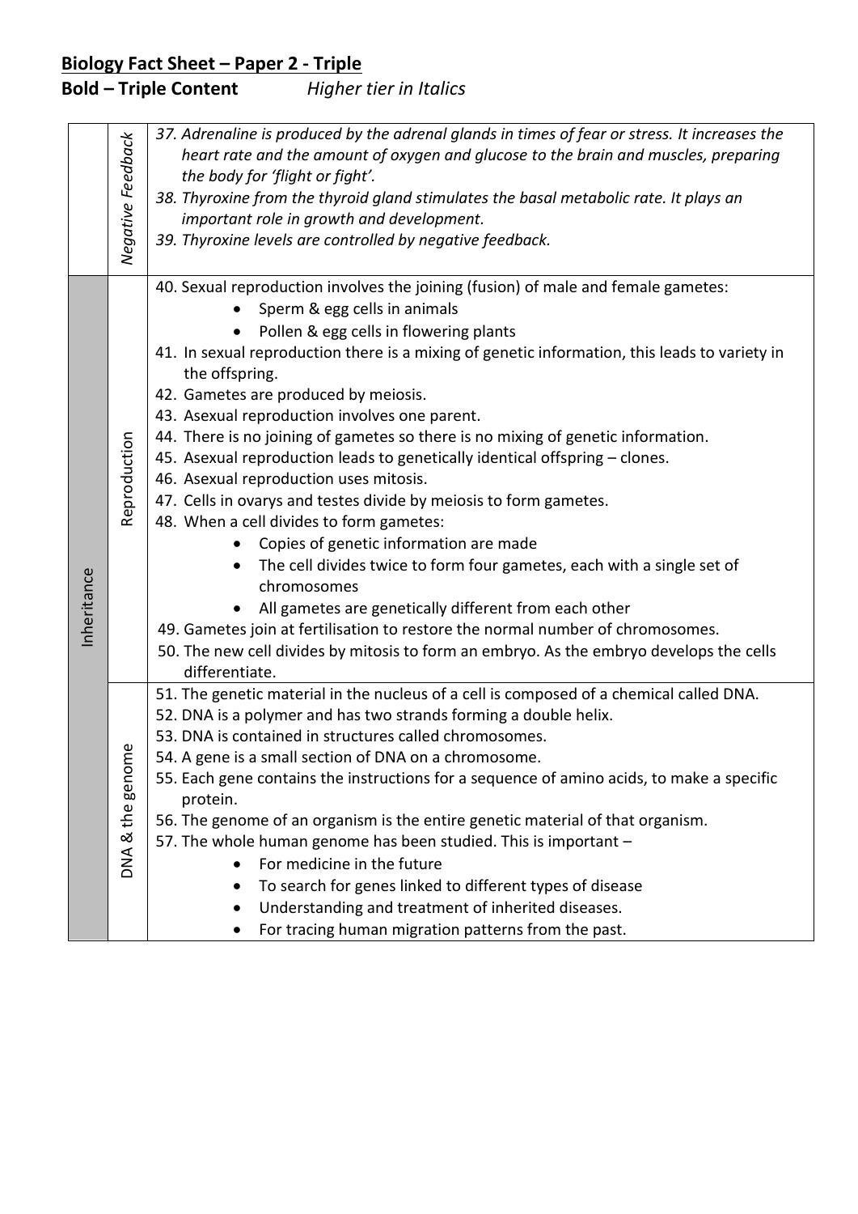**Biology Fact Sheet – Paper 2 - Triple**

**Bold – Triple Content** *Higher tier in Italics*

| | | |
|---|---|---|
| | *Negative Feedback* | *37. Adrenaline is produced by the adrenal glands in times of fear or stress. It increases the heart rate and the amount of oxygen and glucose to the brain and muscles, preparing the body for 'flight or fight'.*<br>*38. Thyroxine from the thyroid gland stimulates the basal metabolic rate. It plays an important role in growth and development.*<br>*39. Thyroxine levels are controlled by negative feedback.* |
| Inheritance | Reproduction | 40. Sexual reproduction involves the joining (fusion) of male and female gametes:<br>• Sperm & egg cells in animals<br>• Pollen & egg cells in flowering plants<br>41. In sexual reproduction there is a mixing of genetic information, this leads to variety in the offspring.<br>42. Gametes are produced by meiosis.<br>43. Asexual reproduction involves one parent.<br>44. There is no joining of gametes so there is no mixing of genetic information.<br>45. Asexual reproduction leads to genetically identical offspring – clones.<br>46. Asexual reproduction uses mitosis.<br>47. Cells in ovarys and testes divide by meiosis to form gametes.<br>48. When a cell divides to form gametes:<br>• Copies of genetic information are made<br>• The cell divides twice to form four gametes, each with a single set of chromosomes<br>• All gametes are genetically different from each other<br>49. Gametes join at fertilisation to restore the normal number of chromosomes.<br>50. The new cell divides by mitosis to form an embryo. As the embryo develops the cells differentiate. |
| Inheritance | DNA & the genome | 51. The genetic material in the nucleus of a cell is composed of a chemical called DNA.<br>52. DNA is a polymer and has two strands forming a double helix.<br>53. DNA is contained in structures called chromosomes.<br>54. A gene is a small section of DNA on a chromosome.<br>55. Each gene contains the instructions for a sequence of amino acids, to make a specific protein.<br>56. The genome of an organism is the entire genetic material of that organism.<br>57. The whole human genome has been studied. This is important –<br>• For medicine in the future<br>• To search for genes linked to different types of disease<br>• Understanding and treatment of inherited diseases.<br>• For tracing human migration patterns from the past. |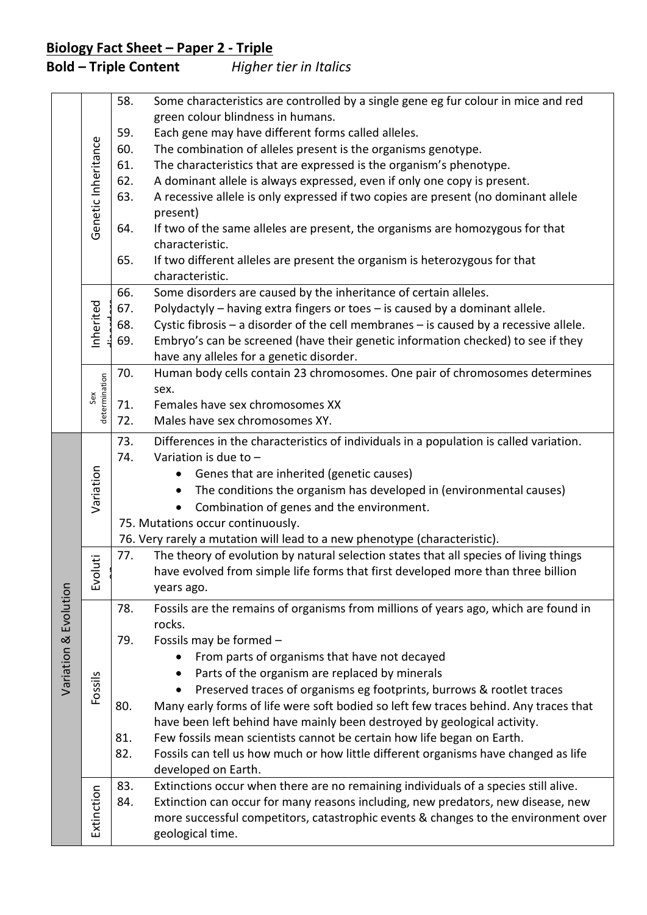# Biology Fact Sheet – Paper 2 - Triple

**Bold – Triple Content** *Higher tier in Italics*

| | | | |
|---|---|---|---|
| | Genetic Inheritance | 58. | Some characteristics are controlled by a single gene eg fur colour in mice and red green colour blindness in humans. |
| | | 59. | Each gene may have different forms called alleles. |
| | | 60. | The combination of alleles present is the organisms genotype. |
| | | 61. | The characteristics that are expressed is the organism's phenotype. |
| | | 62. | A dominant allele is always expressed, even if only one copy is present. |
| | | 63. | A recessive allele is only expressed if two copies are present (no dominant allele present) |
| | | 64. | If two of the same alleles are present, the organisms are homozygous for that characteristic. |
| | | 65. | If two different alleles are present the organism is heterozygous for that characteristic. |
| | Inherited disorders | 66. | Some disorders are caused by the inheritance of certain alleles. |
| | | 67. | Polydactyly – having extra fingers or toes – is caused by a dominant allele. |
| | | 68. | Cystic fibrosis – a disorder of the cell membranes – is caused by a recessive allele. |
| | | 69. | Embryo's can be screened (have their genetic information checked) to see if they have any alleles for a genetic disorder. |
| | Sex determination | 70. | Human body cells contain 23 chromosomes. One pair of chromosomes determines sex. |
| | | 71. | Females have sex chromosomes XX |
| | | 72. | Males have sex chromosomes XY. |
| Variation & Evolution | Variation | 73. | Differences in the characteristics of individuals in a population is called variation. |
| | | 74. | Variation is due to – <br>• Genes that are inherited (genetic causes) <br>• The conditions the organism has developed in (environmental causes) <br>• Combination of genes and the environment. |
| | | 75. | Mutations occur continuously. |
| | | 76. | Very rarely a mutation will lead to a new phenotype (characteristic). |
| | Evolution | 77. | The theory of evolution by natural selection states that all species of living things have evolved from simple life forms that first developed more than three billion years ago. |
| | Fossils | 78. | Fossils are the remains of organisms from millions of years ago, which are found in rocks. |
| | | 79. | Fossils may be formed – <br>• From parts of organisms that have not decayed <br>• Parts of the organism are replaced by minerals <br>• Preserved traces of organisms eg footprints, burrows & rootlet traces |
| | | 80. | Many early forms of life were soft bodied so left few traces behind. Any traces that have been left behind have mainly been destroyed by geological activity. |
| | | 81. | Few fossils mean scientists cannot be certain how life began on Earth. |
| | | 82. | Fossils can tell us how much or how little different organisms have changed as life developed on Earth. |
| | Extinction | 83. | Extinctions occur when there are no remaining individuals of a species still alive. |
| | | 84. | Extinction can occur for many reasons including, new predators, new disease, new more successful competitors, catastrophic events & changes to the environment over geological time. |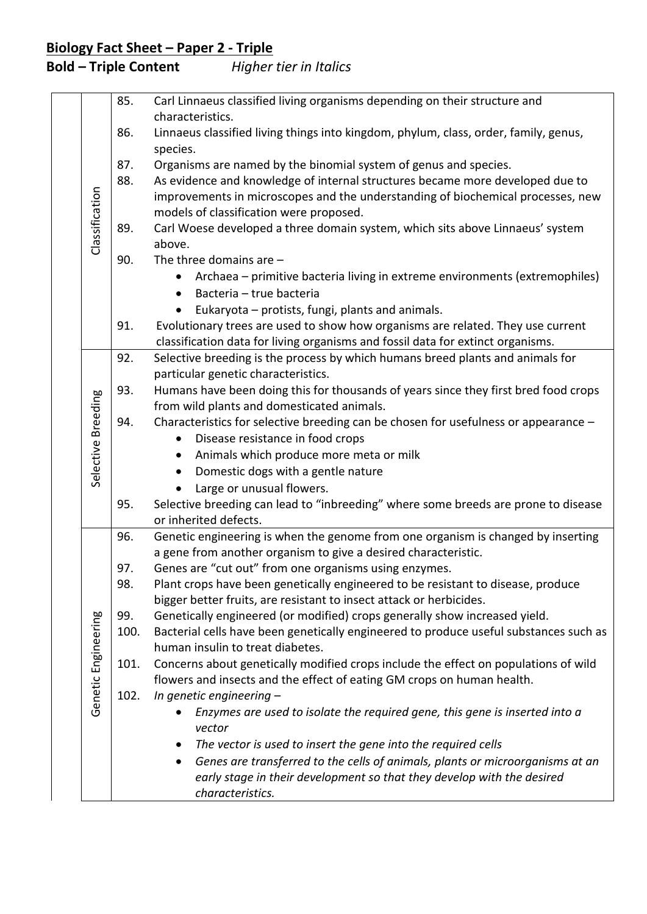**Biology Fact Sheet – Paper 2 - Triple**

**Bold – Triple Content** *Higher tier in Italics*

| | | |
|---|---|---|
| Classification | 85. | Carl Linnaeus classified living organisms depending on their structure and characteristics. |
| | 86. | Linnaeus classified living things into kingdom, phylum, class, order, family, genus, species. |
| | 87. | Organisms are named by the binomial system of genus and species. |
| | 88. | As evidence and knowledge of internal structures became more developed due to improvements in microscopes and the understanding of biochemical processes, new models of classification were proposed. |
| | 89. | Carl Woese developed a three domain system, which sits above Linnaeus' system above. |
| | 90. | The three domains are – <br>• Archaea – primitive bacteria living in extreme environments (extremophiles)<br>• Bacteria – true bacteria<br>• Eukaryota – protists, fungi, plants and animals. |
| | 91. | Evolutionary trees are used to show how organisms are related. They use current classification data for living organisms and fossil data for extinct organisms. |
| Selective Breeding | 92. | Selective breeding is the process by which humans breed plants and animals for particular genetic characteristics. |
| | 93. | Humans have been doing this for thousands of years since they first bred food crops from wild plants and domesticated animals. |
| | 94. | Characteristics for selective breeding can be chosen for usefulness or appearance – <br>• Disease resistance in food crops<br>• Animals which produce more meta or milk<br>• Domestic dogs with a gentle nature<br>• Large or unusual flowers. |
| | 95. | Selective breeding can lead to "inbreeding" where some breeds are prone to disease or inherited defects. |
| Genetic Engineering | 96. | Genetic engineering is when the genome from one organism is changed by inserting a gene from another organism to give a desired characteristic. |
| | 97. | Genes are "cut out" from one organisms using enzymes. |
| | 98. | Plant crops have been genetically engineered to be resistant to disease, produce bigger better fruits, are resistant to insect attack or herbicides. |
| | 99. | Genetically engineered (or modified) crops generally show increased yield. |
| | 100. | Bacterial cells have been genetically engineered to produce useful substances such as human insulin to treat diabetes. |
| | 101. | Concerns about genetically modified crops include the effect on populations of wild flowers and insects and the effect of eating GM crops on human health. |
| | 102. | *In genetic engineering –*<br>• *Enzymes are used to isolate the required gene, this gene is inserted into a vector*<br>• *The vector is used to insert the gene into the required cells*<br>• *Genes are transferred to the cells of animals, plants or microorganisms at an early stage in their development so that they develop with the desired characteristics.* |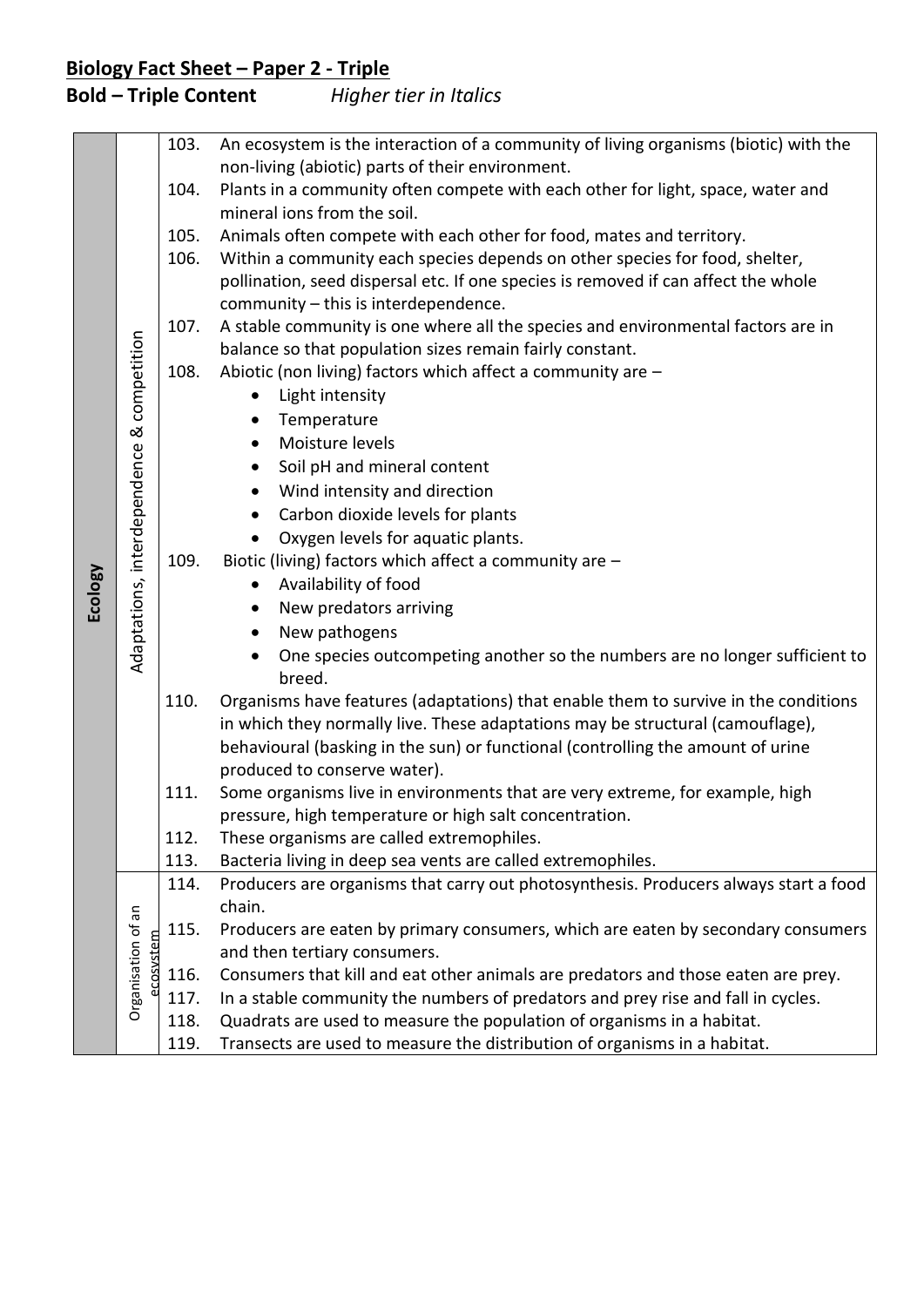## Biology Fact Sheet – Paper 2 - Triple

**Bold – Triple Content** *Higher tier in Italics*

| Topic | Subtopic | No. | Content |
|---|---|---|---|
| **Ecology** | Adaptations, interdependence & competition | 103. | An ecosystem is the interaction of a community of living organisms (biotic) with the non-living (abiotic) parts of their environment. |
| | | 104. | Plants in a community often compete with each other for light, space, water and mineral ions from the soil. |
| | | 105. | Animals often compete with each other for food, mates and territory. |
| | | 106. | Within a community each species depends on other species for food, shelter, pollination, seed dispersal etc. If one species is removed if can affect the whole community – this is interdependence. |
| | | 107. | A stable community is one where all the species and environmental factors are in balance so that population sizes remain fairly constant. |
| | | 108. | Abiotic (non living) factors which affect a community are – <br>• Light intensity <br>• Temperature <br>• Moisture levels <br>• Soil pH and mineral content <br>• Wind intensity and direction <br>• Carbon dioxide levels for plants <br>• Oxygen levels for aquatic plants. |
| | | 109. | Biotic (living) factors which affect a community are – <br>• Availability of food <br>• New predators arriving <br>• New pathogens <br>• One species outcompeting another so the numbers are no longer sufficient to breed. |
| | | 110. | Organisms have features (adaptations) that enable them to survive in the conditions in which they normally live. These adaptations may be structural (camouflage), behavioural (basking in the sun) or functional (controlling the amount of urine produced to conserve water). |
| | | 111. | Some organisms live in environments that are very extreme, for example, high pressure, high temperature or high salt concentration. |
| | | 112. | These organisms are called extremophiles. |
| | | 113. | Bacteria living in deep sea vents are called extremophiles. |
| | Organisation of an ecosystem | 114. | Producers are organisms that carry out photosynthesis. Producers always start a food chain. |
| | | 115. | Producers are eaten by primary consumers, which are eaten by secondary consumers and then tertiary consumers. |
| | | 116. | Consumers that kill and eat other animals are predators and those eaten are prey. |
| | | 117. | In a stable community the numbers of predators and prey rise and fall in cycles. |
| | | 118. | Quadrats are used to measure the population of organisms in a habitat. |
| | | 119. | Transects are used to measure the distribution of organisms in a habitat. |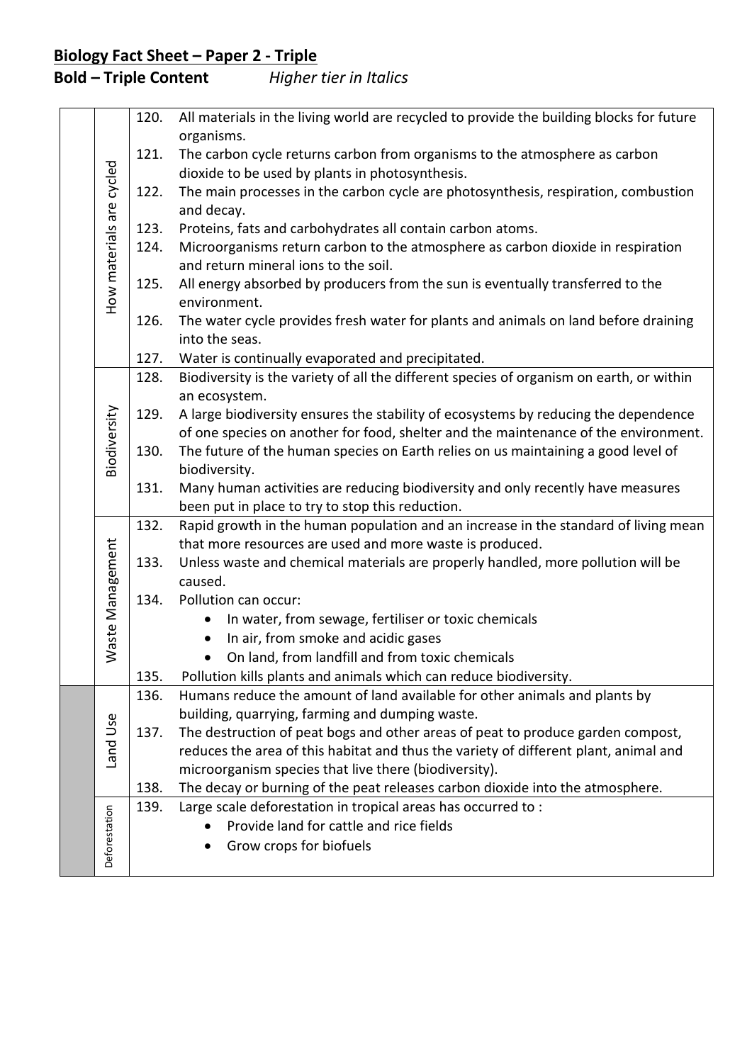**Biology Fact Sheet – Paper 2 - Triple**

**Bold – Triple Content** *Higher tier in Italics*

| | Topic | No. | Fact |
|---|---|---|---|
| | How materials are cycled | 120. | All materials in the living world are recycled to provide the building blocks for future organisms. |
| | | 121. | The carbon cycle returns carbon from organisms to the atmosphere as carbon dioxide to be used by plants in photosynthesis. |
| | | 122. | The main processes in the carbon cycle are photosynthesis, respiration, combustion and decay. |
| | | 123. | Proteins, fats and carbohydrates all contain carbon atoms. |
| | | 124. | Microorganisms return carbon to the atmosphere as carbon dioxide in respiration and return mineral ions to the soil. |
| | | 125. | All energy absorbed by producers from the sun is eventually transferred to the environment. |
| | | 126. | The water cycle provides fresh water for plants and animals on land before draining into the seas. |
| | | 127. | Water is continually evaporated and precipitated. |
| | Biodiversity | 128. | Biodiversity is the variety of all the different species of organism on earth, or within an ecosystem. |
| | | 129. | A large biodiversity ensures the stability of ecosystems by reducing the dependence of one species on another for food, shelter and the maintenance of the environment. |
| | | 130. | The future of the human species on Earth relies on us maintaining a good level of biodiversity. |
| | | 131. | Many human activities are reducing biodiversity and only recently have measures been put in place to try to stop this reduction. |
| | Waste Management | 132. | Rapid growth in the human population and an increase in the standard of living mean that more resources are used and more waste is produced. |
| | | 133. | Unless waste and chemical materials are properly handled, more pollution will be caused. |
| | | 134. | Pollution can occur: <br>• In water, from sewage, fertiliser or toxic chemicals <br>• In air, from smoke and acidic gases <br>• On land, from landfill and from toxic chemicals |
| | | 135. | Pollution kills plants and animals which can reduce biodiversity. |
| | Land Use | 136. | Humans reduce the amount of land available for other animals and plants by building, quarrying, farming and dumping waste. |
| | | 137. | The destruction of peat bogs and other areas of peat to produce garden compost, reduces the area of this habitat and thus the variety of different plant, animal and microorganism species that live there (biodiversity). |
| | | 138. | The decay or burning of the peat releases carbon dioxide into the atmosphere. |
| | Deforestation | 139. | Large scale deforestation in tropical areas has occurred to : <br>• Provide land for cattle and rice fields <br>• Grow crops for biofuels |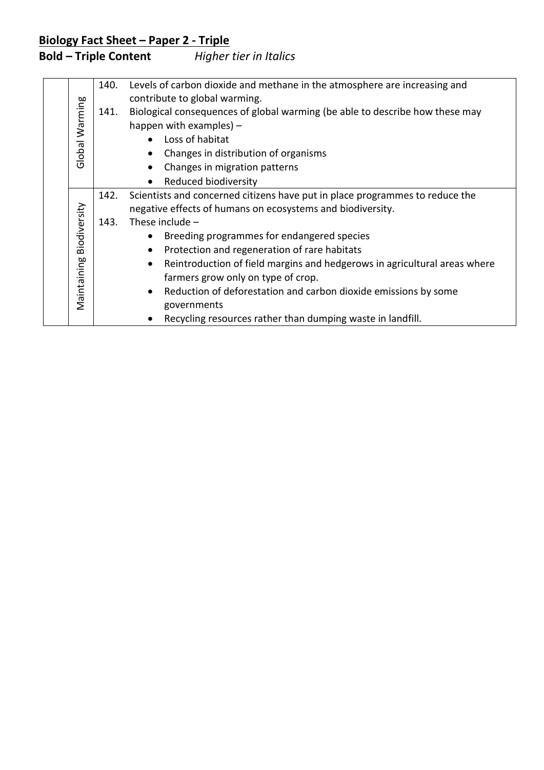**Biology Fact Sheet – Paper 2 - Triple**

**Bold – Triple Content** *Higher tier in Italics*

| | | | |
|---|---|---|---|
| | Global Warming | 140. | Levels of carbon dioxide and methane in the atmosphere are increasing and contribute to global warming. |
| | | 141. | Biological consequences of global warming (be able to describe how these may happen with examples) – <br>• Loss of habitat <br>• Changes in distribution of organisms <br>• Changes in migration patterns <br>• Reduced biodiversity |
| | Maintaining Biodiversity | 142. | Scientists and concerned citizens have put in place programmes to reduce the negative effects of humans on ecosystems and biodiversity. |
| | | 143. | These include – <br>• Breeding programmes for endangered species <br>• Protection and regeneration of rare habitats <br>• Reintroduction of field margins and hedgerows in agricultural areas where farmers grow only on type of crop. <br>• Reduction of deforestation and carbon dioxide emissions by some governments <br>• Recycling resources rather than dumping waste in landfill. |